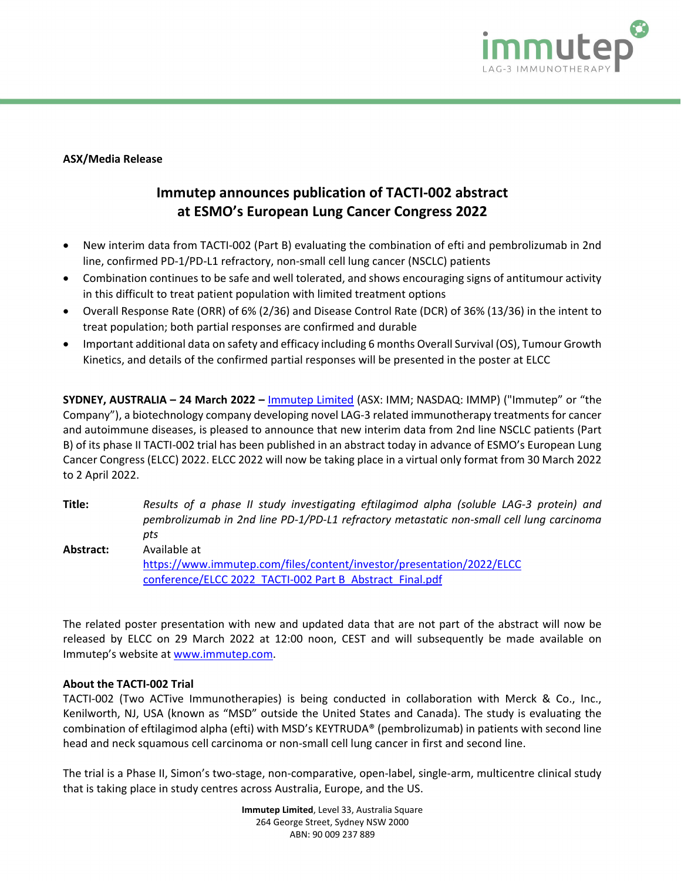**ASX/Media Release**

# Immutep announces publication of TACTI-002 abstract at ESMO's European Lung Cancer Congress 2022

- New interim data from TACTI-002 (Part B) evaluating the combination of efti and pembrolizumab in 2nd line, confirmed PD-1/PD-L1 refractory, non-small cell lung cancer (NSCLC) patients
- Combination continues to be safe and well tolerated, and shows encouraging signs of antitumour activity in this difficult to treat patient population with limited treatment options
- Overall Response Rate (ORR) of 6% (2/36) and Disease Control Rate (DCR) of 36% (13/36) in the intent to treat population; both partial responses are confirmed and durable
- Important additional data on safety and efficacy including 6 months Overall Survival (OS), Tumour Growth Kinetics, and details of the confirmed partial responses will be presented in the poster at ELCC

**SYDNEY, AUSTRALIA – 24 March 2022 –** Immutep Limited (ASX: IMM; NASDAQ: IMMP) ("Immutep" or "the Company"), a biotechnology company developing novel LAG-3 related immunotherapy treatments for cancer and autoimmune diseases, is pleased to announce that new interim data from 2nd line NSCLC patients (Part B) of its phase II TACTI-002 trial has been published in an abstract today in advance of ESMO's European Lung Cancer Congress (ELCC) 2022. ELCC 2022 will now be taking place in a virtual only format from 30 March 2022 to 2 April 2022.

**Title:** *Results of a phase II study investigating eftilagimod alpha (soluble LAG-3 protein) and pembrolizumab in 2nd line PD-1/PD-L1 refractory metastatic non-small cell lung carcinoma pts*

**Abstract:** Available at https://www.immutep.com/files/content/investor/presentation/2022/ELCC conference/ELCC 2022 TACTI-002 Part B Abstract Final.pdf

The related poster presentation with new and updated data that are not part of the abstract will now be released by ELCC on 29 March 2022 at 12:00 noon, CEST and will subsequently be made available on Immutep's website at www.immutep.com.

**About the TACTI-002 Trial**

TACTI-002 (Two ACTive Immunotherapies) is being conducted in collaboration with Merck & Co., Inc., Kenilworth, NJ, USA (known as "MSD" outside the United States and Canada). The study is evaluating the combination of eftilagimod alpha (efti) with MSD's KEYTRUDA® (pembrolizumab) in patients with second line head and neck squamous cell carcinoma or non-small cell lung cancer in first and second line.

The trial is a Phase II, Simon's two-stage, non-comparative, open-label, single-arm, multicentre clinical study that is taking place in study centres across Australia, Europe, and the US.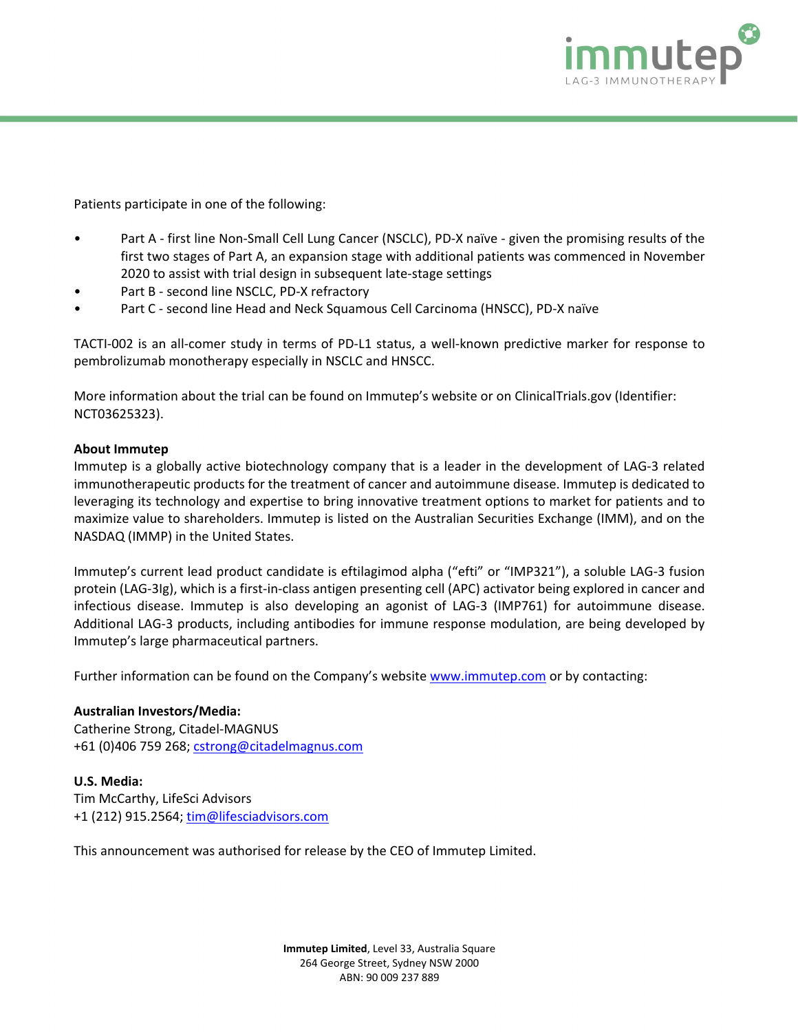Patients participate in one of the following:

- Part A - first line Non-Small Cell Lung Cancer (NSCLC), PD-X naïve - given the promising results of the first two stages of Part A, an expansion stage with additional patients was commenced in November 2020 to assist with trial design in subsequent late-stage settings
- Part B - second line NSCLC, PD-X refractory
- Part C - second line Head and Neck Squamous Cell Carcinoma (HNSCC), PD-X naïve

TACTI-002 is an all-comer study in terms of PD-L1 status, a well-known predictive marker for response to pembrolizumab monotherapy especially in NSCLC and HNSCC.

More information about the trial can be found on Immutep's website or on ClinicalTrials.gov (Identifier: NCT03625323).

**About Immutep**

Immutep is a globally active biotechnology company that is a leader in the development of LAG-3 related immunotherapeutic products for the treatment of cancer and autoimmune disease. Immutep is dedicated to leveraging its technology and expertise to bring innovative treatment options to market for patients and to maximize value to shareholders. Immutep is listed on the Australian Securities Exchange (IMM), and on the NASDAQ (IMMP) in the United States.

Immutep's current lead product candidate is eftilagimod alpha ("efti" or "IMP321"), a soluble LAG-3 fusion protein (LAG-3Ig), which is a first-in-class antigen presenting cell (APC) activator being explored in cancer and infectious disease. Immutep is also developing an agonist of LAG-3 (IMP761) for autoimmune disease. Additional LAG-3 products, including antibodies for immune response modulation, are being developed by Immutep's large pharmaceutical partners.

Further information can be found on the Company's website www.immutep.com or by contacting:

**Australian Investors/Media:**
Catherine Strong, Citadel-MAGNUS
+61 (0)406 759 268; cstrong@citadelmagnus.com

**U.S. Media:**
Tim McCarthy, LifeSci Advisors
+1 (212) 915.2564; tim@lifesciadvisors.com

This announcement was authorised for release by the CEO of Immutep Limited.